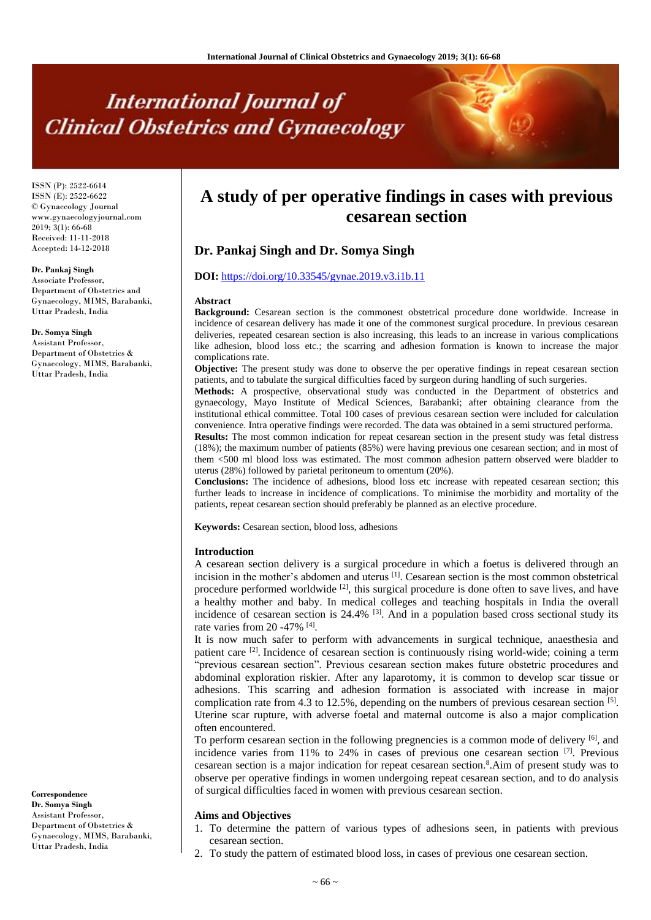# A study of per operative findings in cases with previous cesarean section

**Dr. Pankaj Singh and Dr. Somya Singh**

**DOI:** https://doi.org/10.33545/gynae.2019.v3.i1b.11

ISSN (P): 2522-6614
ISSN (E): 2522-6622
© Gynaecology Journal
www.gynaecologyjournal.com
2019; 3(1): 66-68
Received: 11-11-2018
Accepted: 14-12-2018

**Dr. Pankaj Singh**
Associate Professor, Department of Obstetrics and Gynaecology, MIMS, Barabanki, Uttar Pradesh, India

**Dr. Somya Singh**
Assistant Professor, Department of Obstetrics & Gynaecology, MIMS, Barabanki, Uttar Pradesh, India

**Correspondence**
**Dr. Somya Singh**
Assistant Professor, Department of Obstetrics & Gynaecology, MIMS, Barabanki, Uttar Pradesh, India

## Abstract

**Background:** Cesarean section is the commonest obstetrical procedure done worldwide. Increase in incidence of cesarean delivery has made it one of the commonest surgical procedure. In previous cesarean deliveries, repeated cesarean section is also increasing, this leads to an increase in various complications like adhesion, blood loss etc.; the scarring and adhesion formation is known to increase the major complications rate.

**Objective:** The present study was done to observe the per operative findings in repeat cesarean section patients, and to tabulate the surgical difficulties faced by surgeon during handling of such surgeries.

**Methods:** A prospective, observational study was conducted in the Department of obstetrics and gynaecology, Mayo Institute of Medical Sciences, Barabanki; after obtaining clearance from the institutional ethical committee. Total 100 cases of previous cesarean section were included for calculation convenience. Intra operative findings were recorded. The data was obtained in a semi structured performa.

**Results:** The most common indication for repeat cesarean section in the present study was fetal distress (18%); the maximum number of patients (85%) were having previous one cesarean section; and in most of them <500 ml blood loss was estimated. The most common adhesion pattern observed were bladder to uterus (28%) followed by parietal peritoneum to omentum (20%).

**Conclusions:** The incidence of adhesions, blood loss etc increase with repeated cesarean section; this further leads to increase in incidence of complications. To minimise the morbidity and mortality of the patients, repeat cesarean section should preferably be planned as an elective procedure.

**Keywords:** Cesarean section, blood loss, adhesions

## Introduction

A cesarean section delivery is a surgical procedure in which a foetus is delivered through an incision in the mother's abdomen and uterus [1]. Cesarean section is the most common obstetrical procedure performed worldwide [2], this surgical procedure is done often to save lives, and have a healthy mother and baby. In medical colleges and teaching hospitals in India the overall incidence of cesarean section is 24.4% [3]. And in a population based cross sectional study its rate varies from 20 -47% [4].

It is now much safer to perform with advancements in surgical technique, anaesthesia and patient care [2]. Incidence of cesarean section is continuously rising world-wide; coining a term "previous cesarean section". Previous cesarean section makes future obstetric procedures and abdominal exploration riskier. After any laparotomy, it is common to develop scar tissue or adhesions. This scarring and adhesion formation is associated with increase in major complication rate from 4.3 to 12.5%, depending on the numbers of previous cesarean section [5]. Uterine scar rupture, with adverse foetal and maternal outcome is also a major complication often encountered.

To perform cesarean section in the following pregnencies is a common mode of delivery [6], and incidence varies from 11% to 24% in cases of previous one cesarean section [7]. Previous cesarean section is a major indication for repeat cesarean section.[8]. Aim of present study was to observe per operative findings in women undergoing repeat cesarean section, and to do analysis of surgical difficulties faced in women with previous cesarean section.

## Aims and Objectives

1. To determine the pattern of various types of adhesions seen, in patients with previous cesarean section.
2. To study the pattern of estimated blood loss, in cases of previous one cesarean section.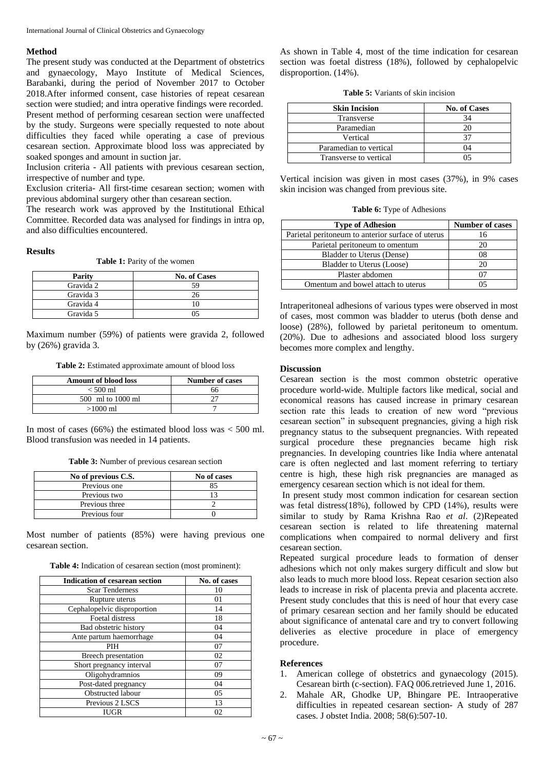## Method

The present study was conducted at the Department of obstetrics and gynaecology, Mayo Institute of Medical Sciences, Barabanki, during the period of November 2017 to October 2018.After informed consent, case histories of repeat cesarean section were studied; and intra operative findings were recorded. Present method of performing cesarean section were unaffected by the study. Surgeons were specially requested to note about difficulties they faced while operating a case of previous cesarean section. Approximate blood loss was appreciated by soaked sponges and amount in suction jar.

Inclusion criteria - All patients with previous cesarean section, irrespective of number and type.

Exclusion criteria- All first-time cesarean section; women with previous abdominal surgery other than cesarean section.

The research work was approved by the Institutional Ethical Committee. Recorded data was analysed for findings in intra op, and also difficulties encountered.

## Results

**Table 1:** Parity of the women

| Parity | No. of Cases |
|---|---|
| Gravida 2 | 59 |
| Gravida 3 | 26 |
| Gravida 4 | 10 |
| Gravida 5 | 05 |

Maximum number (59%) of patients were gravida 2, followed by (26%) gravida 3.

**Table 2:** Estimated approximate amount of blood loss

| Amount of blood loss | Number of cases |
|---|---|
| < 500 ml | 66 |
| 500 ml to 1000 ml | 27 |
| >1000 ml | 7 |

In most of cases (66%) the estimated blood loss was < 500 ml. Blood transfusion was needed in 14 patients.

**Table 3:** Number of previous cesarean section

| No of previous C.S. | No of cases |
|---|---|
| Previous one | 85 |
| Previous two | 13 |
| Previous three | 2 |
| Previous four | 0 |

Most number of patients (85%) were having previous one cesarean section.

**Table 4:** Indication of cesarean section (most prominent):

| Indication of cesarean section | No. of cases |
|---|---|
| Scar Tenderness | 10 |
| Rupture uterus | 01 |
| Cephalopelvic disproportion | 14 |
| Foetal distress | 18 |
| Bad obstetric history | 04 |
| Ante partum haemorrhage | 04 |
| PIH | 07 |
| Breech presentation | 02 |
| Short pregnancy interval | 07 |
| Oligohydramnios | 09 |
| Post-dated pregnancy | 04 |
| Obstructed labour | 05 |
| Previous 2 LSCS | 13 |
| IUGR | 02 |

As shown in Table 4, most of the time indication for cesarean section was foetal distress (18%), followed by cephalopelvic disproportion. (14%).

**Table 5:** Variants of skin incision

| Skin Incision | No. of Cases |
|---|---|
| Transverse | 34 |
| Paramedian | 20 |
| Vertical | 37 |
| Paramedian to vertical | 04 |
| Transverse to vertical | 05 |

Vertical incision was given in most cases (37%), in 9% cases skin incision was changed from previous site.

**Table 6:** Type of Adhesions

| Type of Adhesion | Number of cases |
|---|---|
| Parietal peritoneum to anterior surface of uterus | 16 |
| Parietal peritoneum to omentum | 20 |
| Bladder to Uterus (Dense) | 08 |
| Bladder to Uterus (Loose) | 20 |
| Plaster abdomen | 07 |
| Omentum and bowel attach to uterus | 05 |

Intraperitoneal adhesions of various types were observed in most of cases, most common was bladder to uterus (both dense and loose) (28%), followed by parietal peritoneum to omentum. (20%). Due to adhesions and associated blood loss surgery becomes more complex and lengthy.

## Discussion

Cesarean section is the most common obstetric operative procedure world-wide. Multiple factors like medical, social and economical reasons has caused increase in primary cesarean section rate this leads to creation of new word "previous cesarean section" in subsequent pregnancies, giving a high risk pregnancy status to the subsequent pregnancies. With repeated surgical procedure these pregnancies became high risk pregnancies. In developing countries like India where antenatal care is often neglected and last moment referring to tertiary centre is high, these high risk pregnancies are managed as emergency cesarean section which is not ideal for them.

In present study most common indication for cesarean section was fetal distress(18%), followed by CPD (14%), results were similar to study by Rama Krishna Rao *et al*. (2)Repeated cesarean section is related to life threatening maternal complications when compaired to normal delivery and first cesarean section.

Repeated surgical procedure leads to formation of denser adhesions which not only makes surgery difficult and slow but also leads to much more blood loss. Repeat cesarion section also leads to increase in risk of placenta previa and placenta accrete. Present study concludes that this is need of hour that every case of primary cesarean section and her family should be educated about significance of antenatal care and try to convert following deliveries as elective procedure in place of emergency procedure.

## References

1. American college of obstetrics and gynaecology (2015). Cesarean birth (c-section). FAQ 006.retrieved June 1, 2016.
2. Mahale AR, Ghodke UP, Bhingare PE. Intraoperative difficulties in repeated cesarean section- A study of 287 cases. J obstet India. 2008; 58(6):507-10.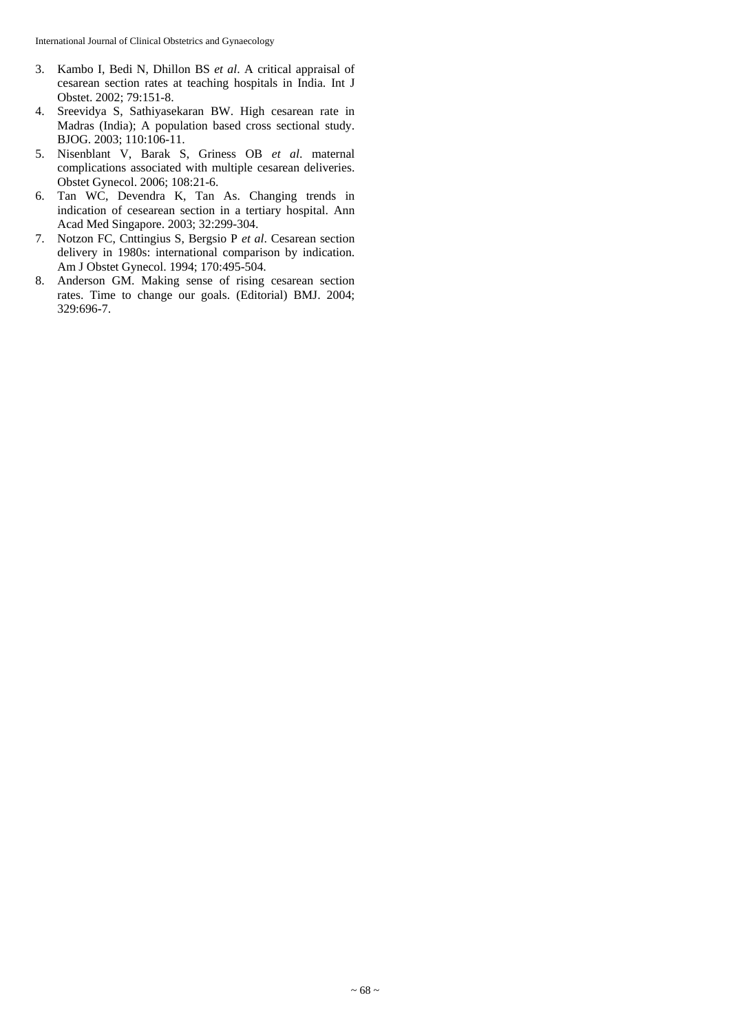3. Kambo I, Bedi N, Dhillon BS *et al*. A critical appraisal of cesarean section rates at teaching hospitals in India. Int J Obstet. 2002; 79:151-8.
4. Sreevidya S, Sathiyasekaran BW. High cesarean rate in Madras (India); A population based cross sectional study. BJOG. 2003; 110:106-11.
5. Nisenblant V, Barak S, Griness OB *et al*. maternal complications associated with multiple cesarean deliveries. Obstet Gynecol. 2006; 108:21-6.
6. Tan WC, Devendra K, Tan As. Changing trends in indication of cesearean section in a tertiary hospital. Ann Acad Med Singapore. 2003; 32:299-304.
7. Notzon FC, Cnttingius S, Bergsio P *et al*. Cesarean section delivery in 1980s: international comparison by indication. Am J Obstet Gynecol. 1994; 170:495-504.
8. Anderson GM. Making sense of rising cesarean section rates. Time to change our goals. (Editorial) BMJ. 2004; 329:696-7.